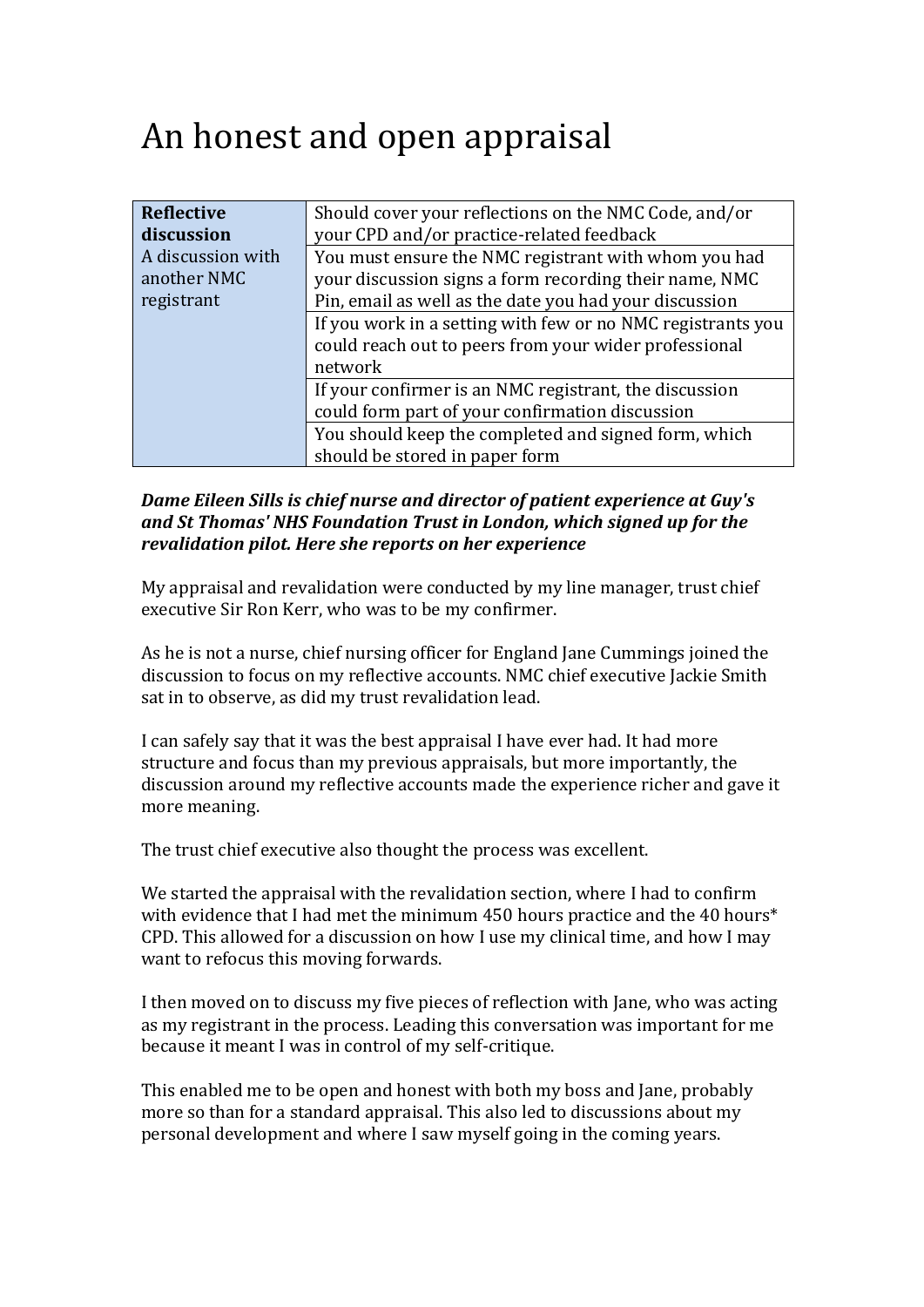# An honest and open appraisal

| **Reflective discussion**<br>A discussion with another NMC registrant | Should cover your reflections on the NMC Code, and/or your CPD and/or practice-related feedback |
|---|---|
| | You must ensure the NMC registrant with whom you had your discussion signs a form recording their name, NMC Pin, email as well as the date you had your discussion |
| | If you work in a setting with few or no NMC registrants you could reach out to peers from your wider professional network |
| | If your confirmer is an NMC registrant, the discussion could form part of your confirmation discussion |
| | You should keep the completed and signed form, which should be stored in paper form |

***Dame Eileen Sills is chief nurse and director of patient experience at Guy's and St Thomas' NHS Foundation Trust in London, which signed up for the revalidation pilot. Here she reports on her experience***

My appraisal and revalidation were conducted by my line manager, trust chief executive Sir Ron Kerr, who was to be my confirmer.

As he is not a nurse, chief nursing officer for England Jane Cummings joined the discussion to focus on my reflective accounts. NMC chief executive Jackie Smith sat in to observe, as did my trust revalidation lead.

I can safely say that it was the best appraisal I have ever had. It had more structure and focus than my previous appraisals, but more importantly, the discussion around my reflective accounts made the experience richer and gave it more meaning.

The trust chief executive also thought the process was excellent.

We started the appraisal with the revalidation section, where I had to confirm with evidence that I had met the minimum 450 hours practice and the 40 hours* CPD. This allowed for a discussion on how I use my clinical time, and how I may want to refocus this moving forwards.

I then moved on to discuss my five pieces of reflection with Jane, who was acting as my registrant in the process. Leading this conversation was important for me because it meant I was in control of my self-critique.

This enabled me to be open and honest with both my boss and Jane, probably more so than for a standard appraisal. This also led to discussions about my personal development and where I saw myself going in the coming years.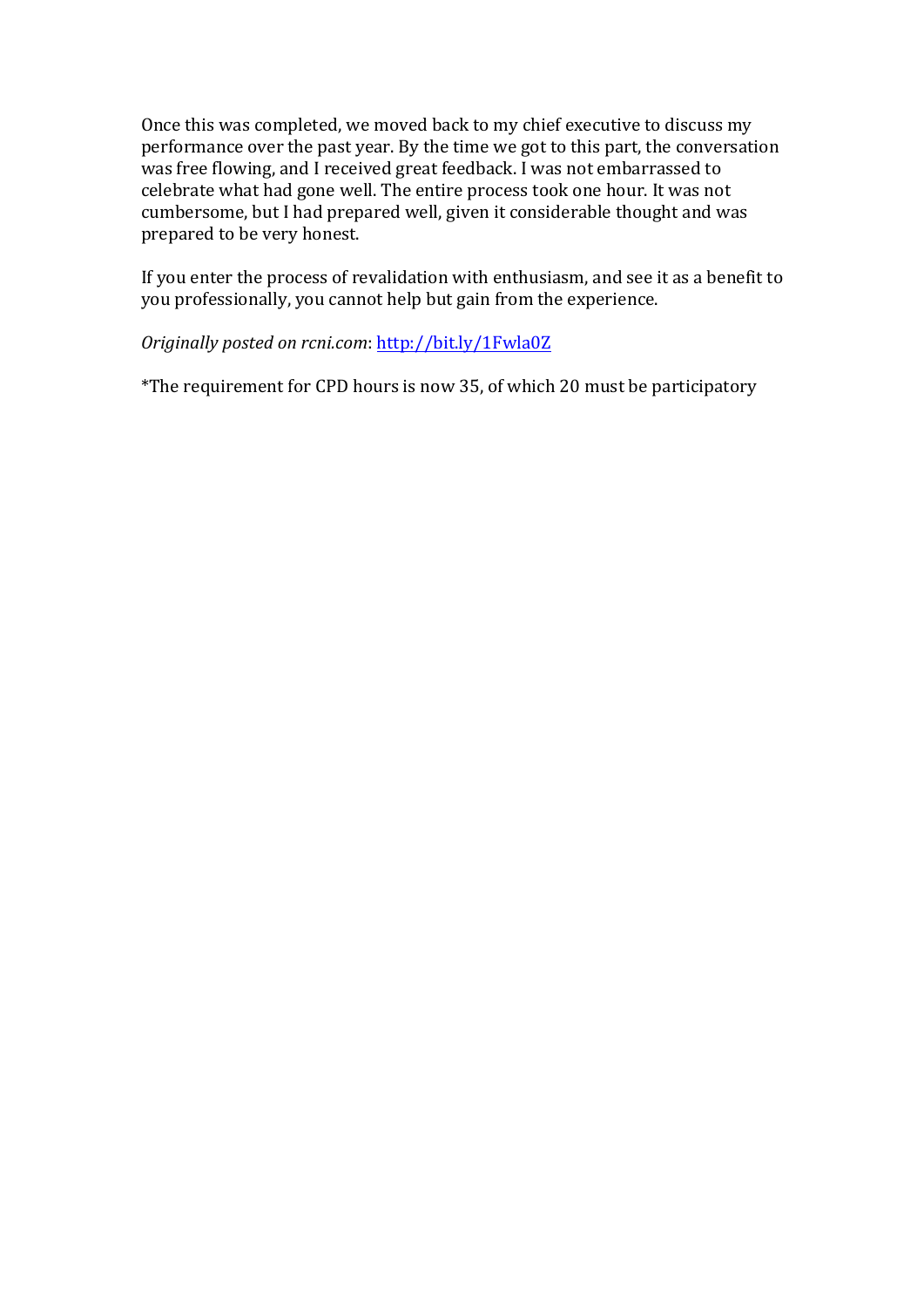Once this was completed, we moved back to my chief executive to discuss my performance over the past year. By the time we got to this part, the conversation was free flowing, and I received great feedback. I was not embarrassed to celebrate what had gone well. The entire process took one hour. It was not cumbersome, but I had prepared well, given it considerable thought and was prepared to be very honest.

If you enter the process of revalidation with enthusiasm, and see it as a benefit to you professionally, you cannot help but gain from the experience.

*Originally posted on rcni.com*: [http://bit.ly/1Fwla0Z](http://bit.ly/1Fwla0Z)

*The requirement for CPD hours is now 35, of which 20 must be participatory